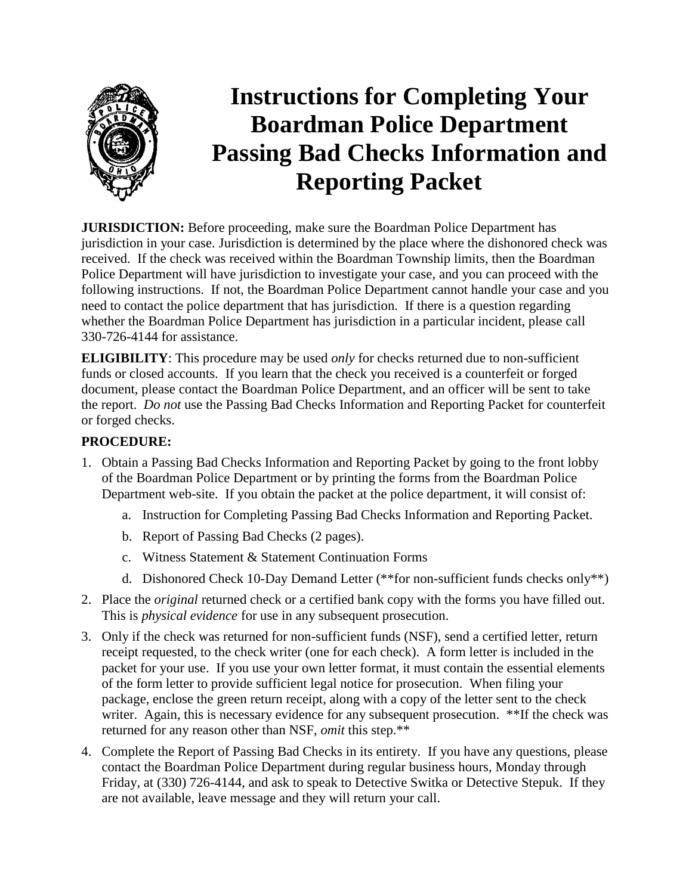# Instructions for Completing Your Boardman Police Department Passing Bad Checks Information and Reporting Packet

**JURISDICTION:** Before proceeding, make sure the Boardman Police Department has jurisdiction in your case. Jurisdiction is determined by the place where the dishonored check was received. If the check was received within the Boardman Township limits, then the Boardman Police Department will have jurisdiction to investigate your case, and you can proceed with the following instructions. If not, the Boardman Police Department cannot handle your case and you need to contact the police department that has jurisdiction. If there is a question regarding whether the Boardman Police Department has jurisdiction in a particular incident, please call 330-726-4144 for assistance.

**ELIGIBILITY**: This procedure may be used *only* for checks returned due to non-sufficient funds or closed accounts. If you learn that the check you received is a counterfeit or forged document, please contact the Boardman Police Department, and an officer will be sent to take the report. *Do not* use the Passing Bad Checks Information and Reporting Packet for counterfeit or forged checks.

**PROCEDURE:**

1. Obtain a Passing Bad Checks Information and Reporting Packet by going to the front lobby of the Boardman Police Department or by printing the forms from the Boardman Police Department web-site. If you obtain the packet at the police department, it will consist of:
   a. Instruction for Completing Passing Bad Checks Information and Reporting Packet.
   b. Report of Passing Bad Checks (2 pages).
   c. Witness Statement & Statement Continuation Forms
   d. Dishonored Check 10-Day Demand Letter (**for non-sufficient funds checks only**)
2. Place the *original* returned check or a certified bank copy with the forms you have filled out. This is *physical evidence* for use in any subsequent prosecution.
3. Only if the check was returned for non-sufficient funds (NSF), send a certified letter, return receipt requested, to the check writer (one for each check). A form letter is included in the packet for your use. If you use your own letter format, it must contain the essential elements of the form letter to provide sufficient legal notice for prosecution. When filing your package, enclose the green return receipt, along with a copy of the letter sent to the check writer. Again, this is necessary evidence for any subsequent prosecution. **If the check was returned for any reason other than NSF, *omit* this step.**
4. Complete the Report of Passing Bad Checks in its entirety. If you have any questions, please contact the Boardman Police Department during regular business hours, Monday through Friday, at (330) 726-4144, and ask to speak to Detective Switka or Detective Stepuk. If they are not available, leave message and they will return your call.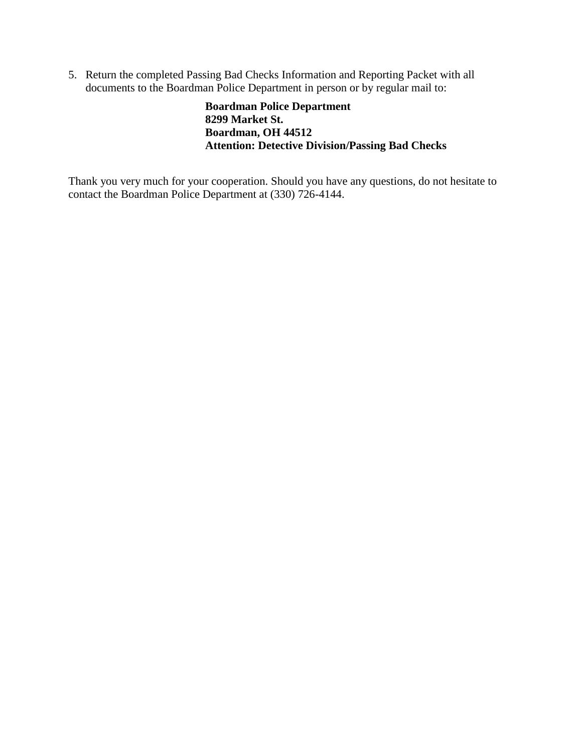5. Return the completed Passing Bad Checks Information and Reporting Packet with all documents to the Boardman Police Department in person or by regular mail to:

   **Boardman Police Department**
   **8299 Market St.**
   **Boardman, OH 44512**
   **Attention: Detective Division/Passing Bad Checks**

Thank you very much for your cooperation. Should you have any questions, do not hesitate to contact the Boardman Police Department at (330) 726-4144.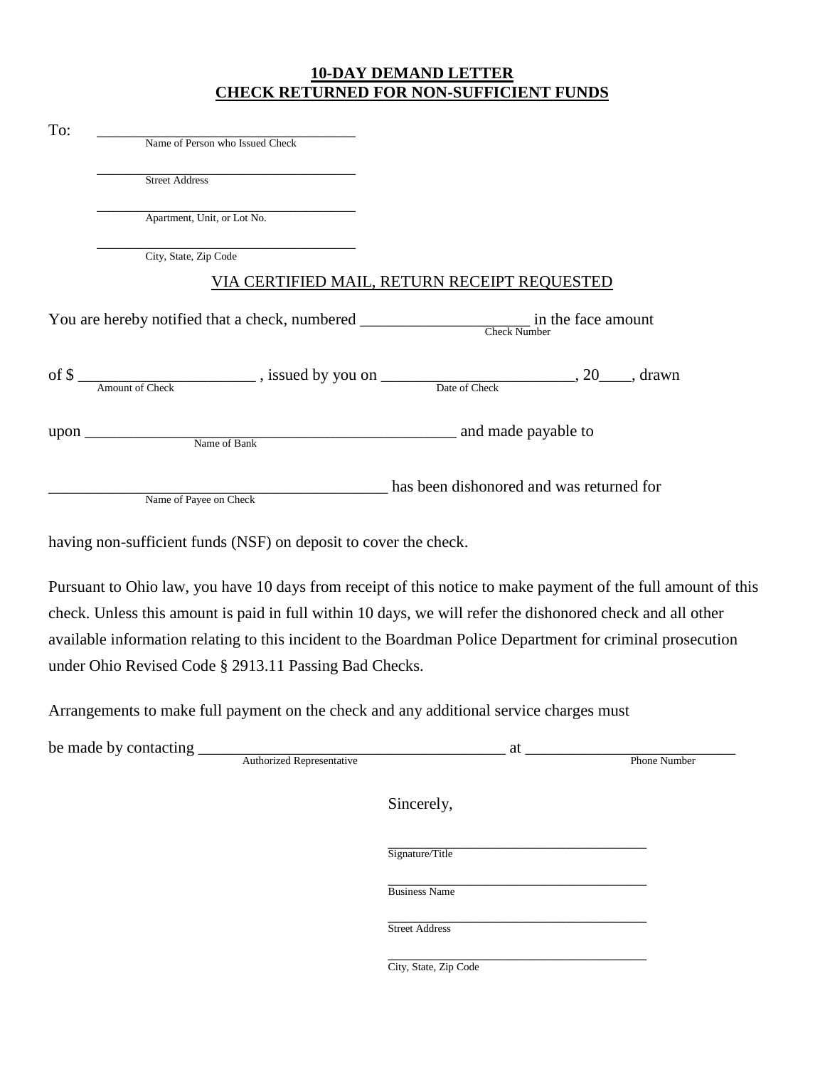# 10-DAY DEMAND LETTER
# CHECK RETURNED FOR NON-SUFFICIENT FUNDS

To: ____________________________________
Name of Person who Issued Check

____________________________________
Street Address

____________________________________
Apartment, Unit, or Lot No.

____________________________________
City, State, Zip Code

VIA CERTIFIED MAIL, RETURN RECEIPT REQUESTED

You are hereby notified that a check, numbered ____________________ in the face amount
Check Number

of $ ______________________ , issued by you on ________________________, 20____, drawn
Amount of Check / Date of Check

upon _______________________________________________ and made payable to
Name of Bank

___________________________________________ has been dishonored and was returned for
Name of Payee on Check

having non-sufficient funds (NSF) on deposit to cover the check.

Pursuant to Ohio law, you have 10 days from receipt of this notice to make payment of the full amount of this check. Unless this amount is paid in full within 10 days, we will refer the dishonored check and all other available information relating to this incident to the Boardman Police Department for criminal prosecution under Ohio Revised Code § 2913.11 Passing Bad Checks.

Arrangements to make full payment on the check and any additional service charges must

be made by contacting _______________________________________ at __________________________
Authorized Representative / Phone Number

Sincerely,

____________________________________
Signature/Title

____________________________________
Business Name

____________________________________
Street Address

____________________________________
City, State, Zip Code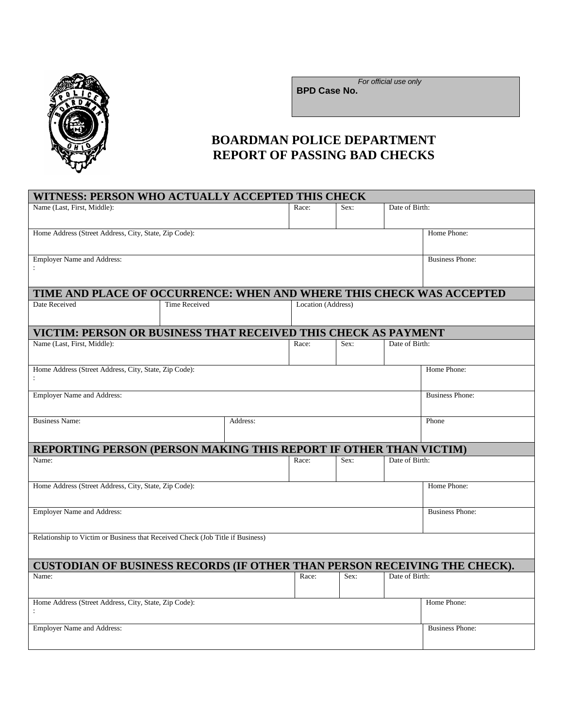*For official use only*
**BPD Case No.**

# BOARDMAN POLICE DEPARTMENT
# REPORT OF PASSING BAD CHECKS

## WITNESS: PERSON WHO ACTUALLY ACCEPTED THIS CHECK

| Name (Last, First, Middle): | Race: | Sex: | Date of Birth: |
|---|---|---|---|
| | | | |

| Home Address (Street Address, City, State, Zip Code): | Home Phone: |
|---|---|
| | |

| Employer Name and Address: | Business Phone: |
|---|---|
| : | |

## TIME AND PLACE OF OCCURRENCE: WHEN AND WHERE THIS CHECK WAS ACCEPTED

| Date Received | Time Received | Location (Address) |
|---|---|---|
| | | |

## VICTIM: PERSON OR BUSINESS THAT RECEIVED THIS CHECK AS PAYMENT

| Name (Last, First, Middle): | Race: | Sex: | Date of Birth: |
|---|---|---|---|
| | | | |

| Home Address (Street Address, City, State, Zip Code): | Home Phone: |
|---|---|
| : | |

| Employer Name and Address: | Business Phone: |
|---|---|
| | |

| Business Name: | Address: | Phone |
|---|---|---|
| | | |

## REPORTING PERSON (PERSON MAKING THIS REPORT IF OTHER THAN VICTIM)

| Name: | Race: | Sex: | Date of Birth: |
|---|---|---|---|
| | | | |

| Home Address (Street Address, City, State, Zip Code): | Home Phone: |
|---|---|
| | |

| Employer Name and Address: | Business Phone: |
|---|---|
| | |

| Relationship to Victim or Business that Received Check (Job Title if Business) |
|---|
| |

## CUSTODIAN OF BUSINESS RECORDS (IF OTHER THAN PERSON RECEIVING THE CHECK).

| Name: | Race: | Sex: | Date of Birth: |
|---|---|---|---|
| | | | |

| Home Address (Street Address, City, State, Zip Code): | Home Phone: |
|---|---|
| : | |

| Employer Name and Address: | Business Phone: |
|---|---|
| | |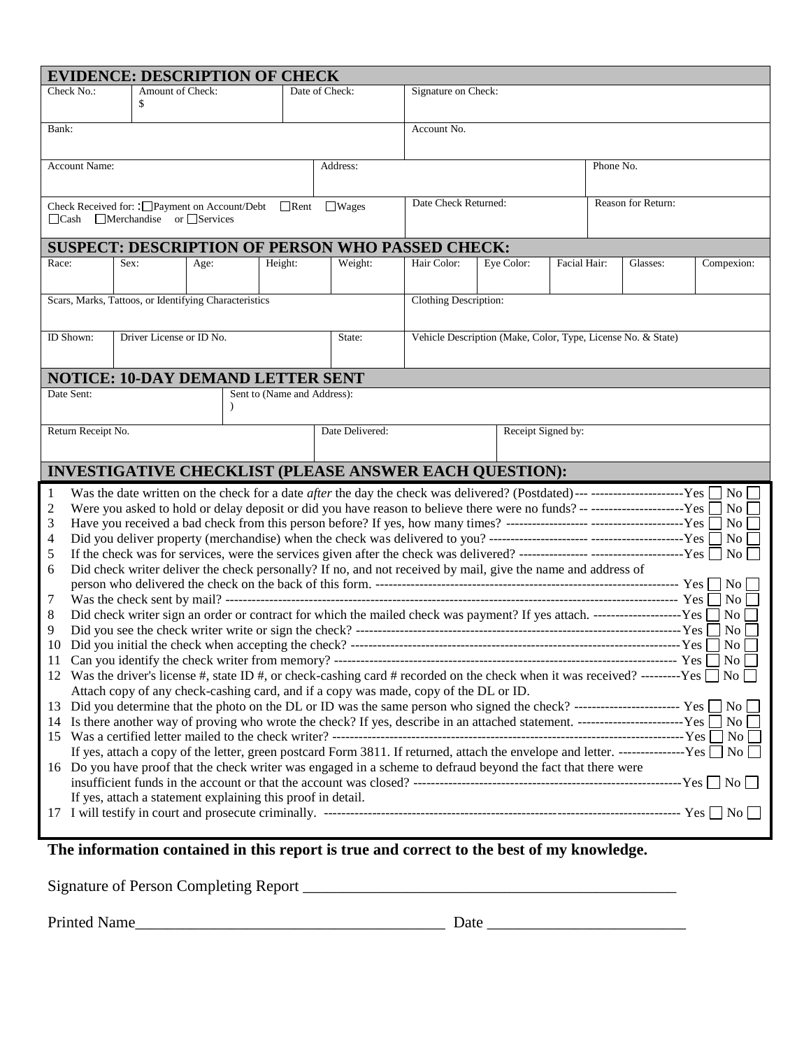## EVIDENCE: DESCRIPTION OF CHECK

| Check No.: | Amount of Check: $ | Date of Check: | Signature on Check: |
|---|---|---|---|
| Bank: | | | Account No. |
| Account Name: | | Address: | Phone No. |
| Check Received for: : ☐Payment on Account/Debt ☐Rent ☐Wages ☐Cash ☐Merchandise or ☐Services | | Date Check Returned: | Reason for Return: |

## SUSPECT: DESCRIPTION OF PERSON WHO PASSED CHECK:

| Race: | Sex: | Age: | Height: | Weight: | Hair Color: | Eye Color: | Facial Hair: | Glasses: | Compexion: |
|---|---|---|---|---|---|---|---|---|---|
| Scars, Marks, Tattoos, or Identifying Characteristics | | | | | Clothing Description: | | | | |
| ID Shown: | Driver License or ID No. | | | State: | Vehicle Description (Make, Color, Type, License No. & State) | | | | |

## NOTICE: 10-DAY DEMAND LETTER SENT

| Date Sent: | Sent to (Name and Address): ) | | |
|---|---|---|---|
| Return Receipt No. | | Date Delivered: | Receipt Signed by: |

## INVESTIGATIVE CHECKLIST (PLEASE ANSWER EACH QUESTION):

1. Was the date written on the check for a date *after* the day the check was delivered? (Postdated)--- ---------------------Yes ☐ No ☐
2. Were you asked to hold or delay deposit or did you have reason to believe there were no funds? -- ---------------------Yes ☐ No ☐
3. Have you received a bad check from this person before? If yes, how many times? ------------------ ---------------------Yes ☐ No ☐
4. Did you deliver property (merchandise) when the check was delivered to you? ---------------------- ---------------------Yes ☐ No ☐
5. If the check was for services, were the services given after the check was delivered? --------------- ---------------------Yes ☐ No ☐
6. Did check writer deliver the check personally? If no, and not received by mail, give the name and address of person who delivered the check on the back of this form. ------------------------------------------------------------------- Yes ☐ No ☐
7. Was the check sent by mail? ---------------------------------------------------------------------------------------------------- Yes ☐ No ☐
8. Did check writer sign an order or contract for which the mailed check was payment? If yes attach. --------------------Yes ☐ No ☐
9. Did you see the check writer write or sign the check? -------------------------------------------------------------------------Yes ☐ No ☐
10. Did you initial the check when accepting the check? --------------------------------------------------------------------------Yes ☐ No ☐
11. Can you identify the check writer from memory? ---------------------------------------------------------------------------- Yes ☐ No ☐
12. Was the driver's license #, state ID #, or check-cashing card # recorded on the check when it was received? ---------Yes ☐ No ☐
    Attach copy of any check-cashing card, and if a copy was made, copy of the DL or ID.
13. Did you determine that the photo on the DL or ID was the same person who signed the check? ------------------------ Yes ☐ No ☐
14. Is there another way of proving who wrote the check? If yes, describe in an attached statement. ------------------------Yes ☐ No ☐
15. Was a certified letter mailed to the check writer? -------------------------------------------------------------------------------Yes ☐ No ☐
    If yes, attach a copy of the letter, green postcard Form 3811. If returned, attach the envelope and letter. ---------------Yes ☐ No ☐
16. Do you have proof that the check writer was engaged in a scheme to defraud beyond the fact that there were insufficient funds in the account or that the account was closed? ------------------------------------------------------------Yes ☐ No ☐
    If yes, attach a statement explaining this proof in detail.
17. I will testify in court and prosecute criminally. -------------------------------------------------------------------------------- Yes ☐ No ☐

**The information contained in this report is true and correct to the best of my knowledge.**

Signature of Person Completing Report ________________________________________________

Printed Name_______________________________________ Date _________________________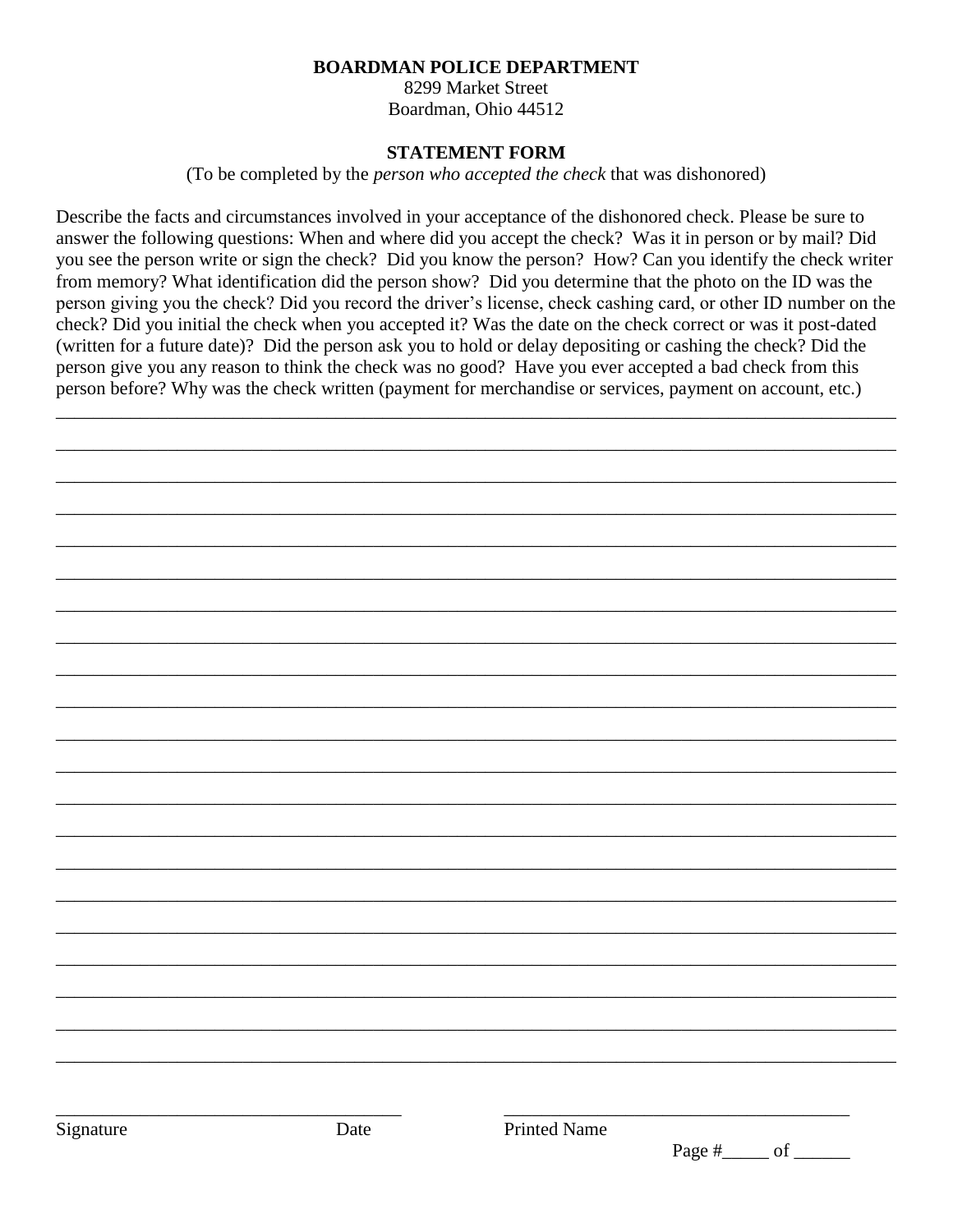**BOARDMAN POLICE DEPARTMENT**
8299 Market Street
Boardman, Ohio 44512

**STATEMENT FORM**
(To be completed by the *person who accepted the check* that was dishonored)

Describe the facts and circumstances involved in your acceptance of the dishonored check. Please be sure to answer the following questions: When and where did you accept the check? Was it in person or by mail? Did you see the person write or sign the check? Did you know the person? How? Can you identify the check writer from memory? What identification did the person show? Did you determine that the photo on the ID was the person giving you the check? Did you record the driver's license, check cashing card, or other ID number on the check? Did you initial the check when you accepted it? Was the date on the check correct or was it post-dated (written for a future date)? Did the person ask you to hold or delay depositing or cashing the check? Did the person give you any reason to think the check was no good? Have you ever accepted a bad check from this person before? Why was the check written (payment for merchandise or services, payment on account, etc.)

_______________________________________________________________________________

_______________________________________________________________________________

_______________________________________________________________________________

_______________________________________________________________________________

_______________________________________________________________________________

_______________________________________________________________________________

_______________________________________________________________________________

_______________________________________________________________________________

_______________________________________________________________________________

_______________________________________________________________________________

_______________________________________________________________________________

_______________________________________________________________________________

_______________________________________________________________________________

_______________________________________________________________________________

_______________________________________________________________________________

_______________________________________________________________________________

_______________________________________________________________________________

_______________________________________________________________________________

_______________________________________________________________________________

_______________________________________________________________________________

_______________________________________________________________________________

_________________________________ _________________________________

Signature Date Printed Name

Page #_____ of ______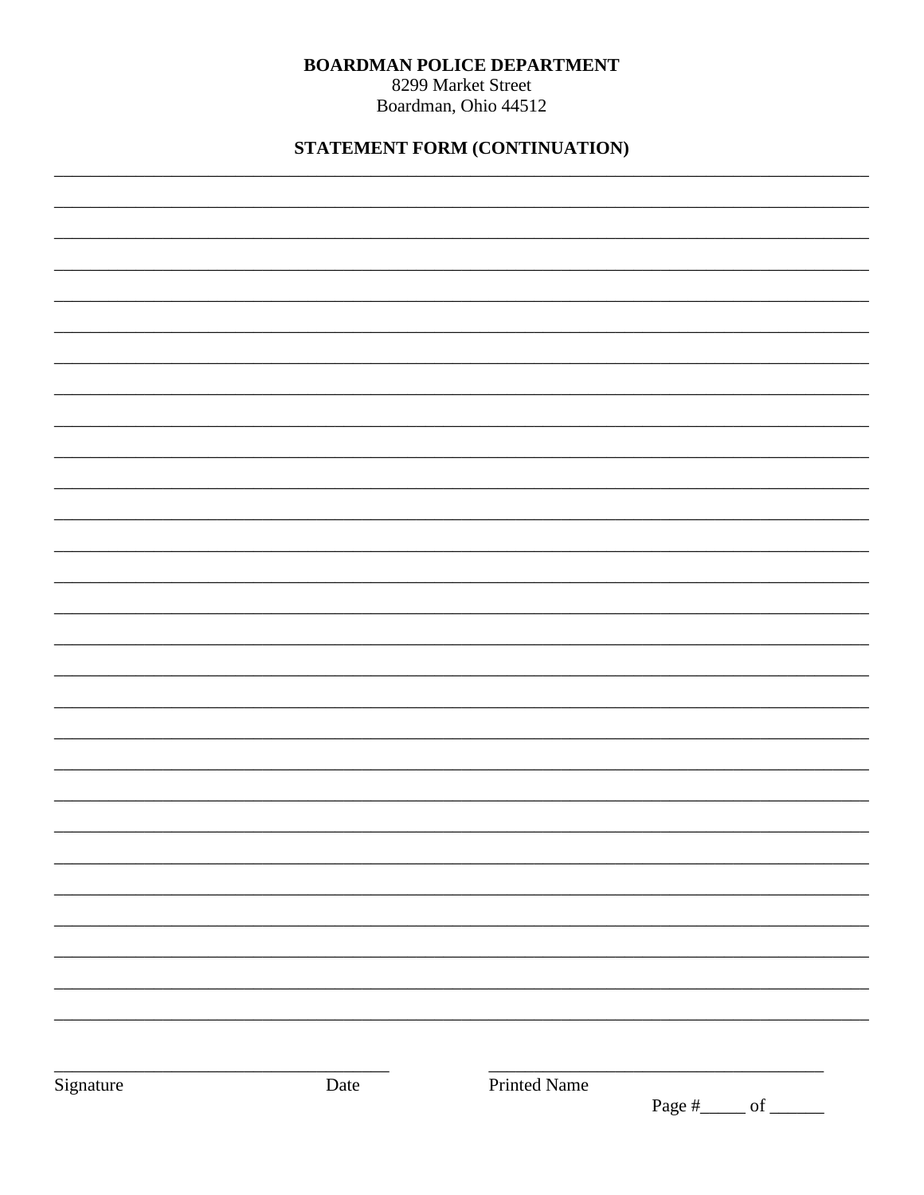**BOARDMAN POLICE DEPARTMENT**
8299 Market Street
Boardman, Ohio 44512

**STATEMENT FORM (CONTINUATION)**

____________________________________________________________________________________

____________________________________________________________________________________

____________________________________________________________________________________

____________________________________________________________________________________

____________________________________________________________________________________

____________________________________________________________________________________

____________________________________________________________________________________

____________________________________________________________________________________

____________________________________________________________________________________

____________________________________________________________________________________

____________________________________________________________________________________

____________________________________________________________________________________

____________________________________________________________________________________

____________________________________________________________________________________

____________________________________________________________________________________

____________________________________________________________________________________

____________________________________________________________________________________

____________________________________________________________________________________

____________________________________________________________________________________

____________________________________________________________________________________

____________________________________________________________________________________

____________________________________________________________________________________

____________________________________________________________________________________

____________________________________________________________________________________

____________________________________________________________________________________

____________________________________________________________________________________

____________________________________________________________________________________

____________________________________________________________________________________

____________________________________ ____________________________________

Signature Date Printed Name

Page #_____ of ______